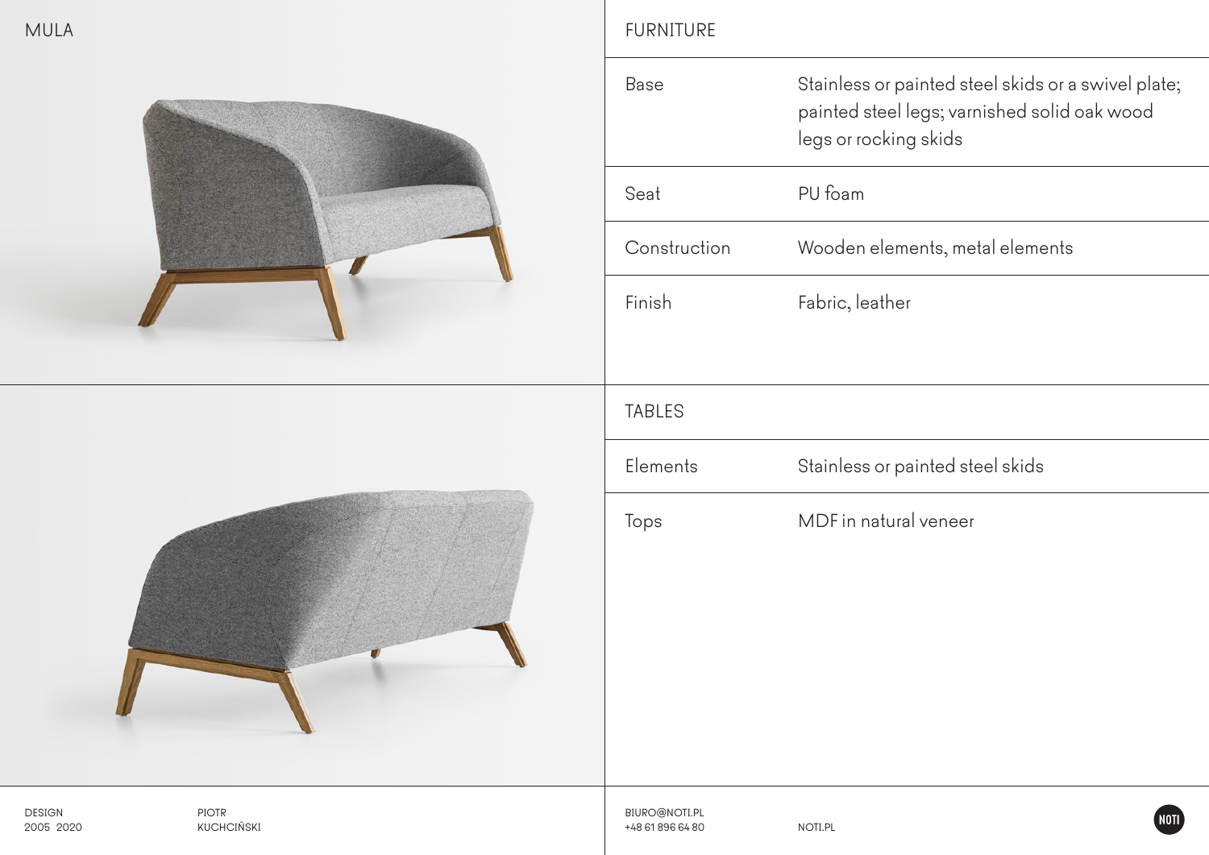# MULA

## FURNITURE

| | |
|---|---|
| Base | Stainless or painted steel skids or a swivel plate; painted steel legs; varnished solid oak wood legs or rocking skids |
| Seat | PU foam |
| Construction | Wooden elements, metal elements |
| Finish | Fabric, leather |

## TABLES

| | |
|---|---|
| Elements | Stainless or painted steel skids |
| Tops | MDF in natural veneer |

DESIGN
2005 2020

PIOTR
KUCHCIŃSKI

BIURO@NOTI.PL
+48 61 896 64 80

NOTI.PL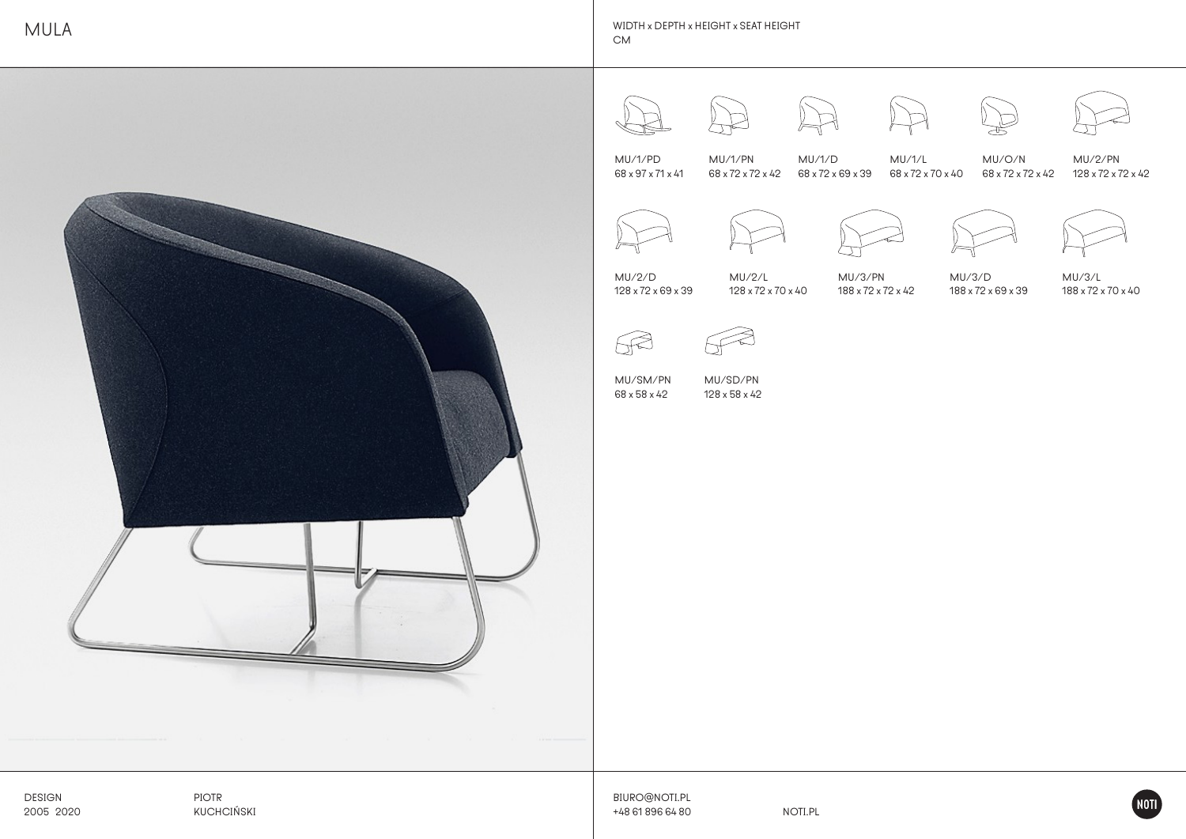# MULA

WIDTH x DEPTH x HEIGHT x SEAT HEIGHT
CM

| | | | | | |
|---|---|---|---|---|---|
| MU/1/PD<br>68 x 97 x 71 x 41 | MU/1/PN<br>68 x 72 x 72 x 42 | MU/1/D<br>68 x 72 x 69 x 39 | MU/1/L<br>68 x 72 x 70 x 40 | MU/O/N<br>68 x 72 x 72 x 42 | MU/2/PN<br>128 x 72 x 72 x 42 |
| MU/2/D<br>128 x 72 x 69 x 39 | MU/2/L<br>128 x 72 x 70 x 40 | MU/3/PN<br>188 x 72 x 72 x 42 | MU/3/D<br>188 x 72 x 69 x 39 | MU/3/L<br>188 x 72 x 70 x 40 | |
| MU/SM/PN<br>68 x 58 x 42 | MU/SD/PN<br>128 x 58 x 42 | | | | |

DESIGN
2005 2020

PIOTR
KUCHCIŃSKI

BIURO@NOTI.PL
+48 61 896 64 80

NOTI.PL